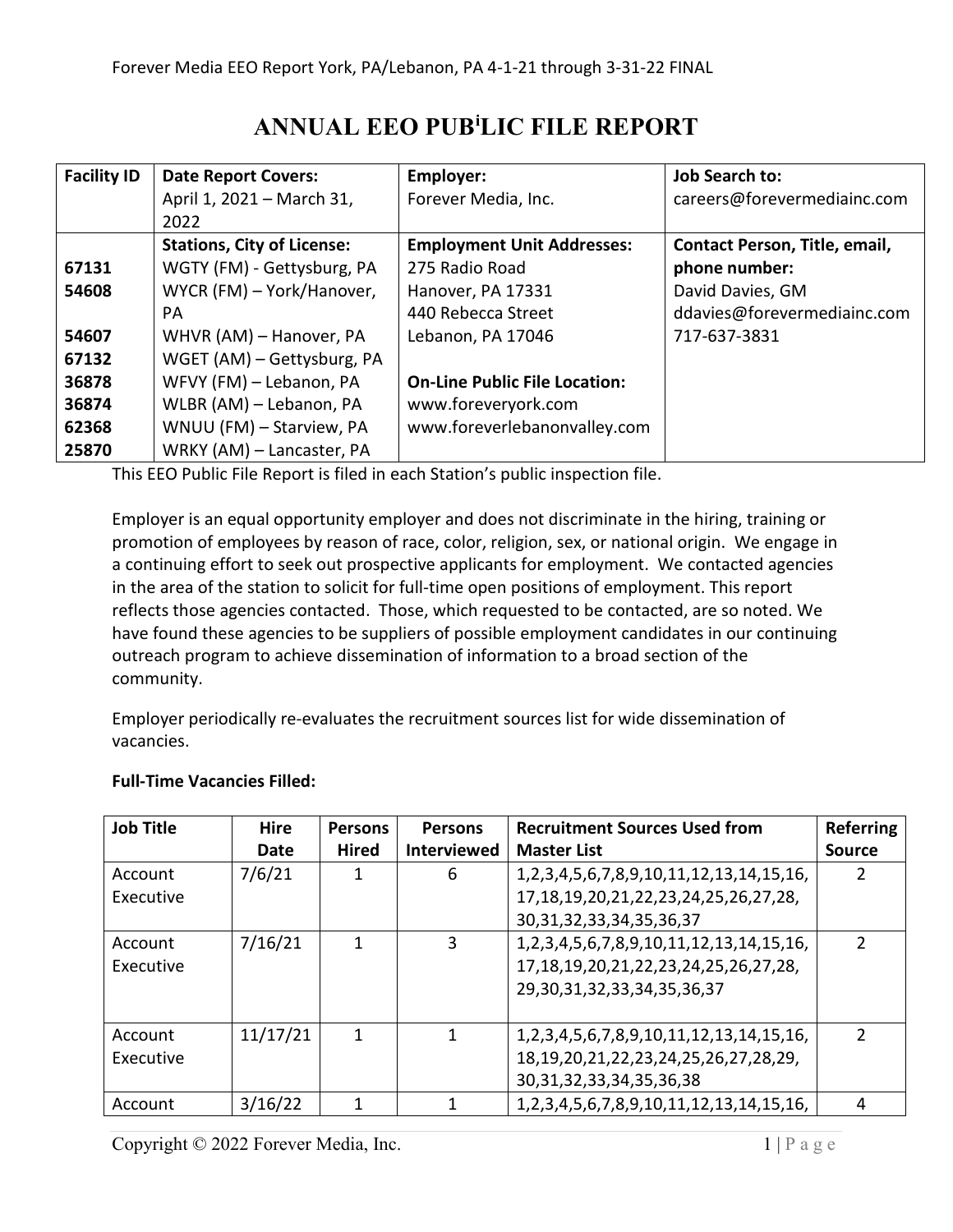# ANNUAL EEO PUBLIC FILE REPORT

| Facility ID | Date Report Covers: | Employer: | Job Search to: |
|---|---|---|---|
| | April 1, 2021 – March 31, 2022 | Forever Media, Inc. | careers@forevermediainc.com |
| | **Stations, City of License:** | **Employment Unit Addresses:** | **Contact Person, Title, email, phone number:** |
| **67131** | WGTY (FM) - Gettysburg, PA | 275 Radio Road | David Davies, GM |
| **54608** | WYCR (FM) – York/Hanover, PA | Hanover, PA 17331 | ddavies@forevermediainc.com |
| **54607** | WHVR (AM) – Hanover, PA | 440 Rebecca Street | 717-637-3831 |
| **67132** | WGET (AM) – Gettysburg, PA | Lebanon, PA 17046 | |
| **36878** | WFVY (FM) – Lebanon, PA | **On-Line Public File Location:** | |
| **36874** | WLBR (AM) – Lebanon, PA | www.foreveryork.com | |
| **62368** | WNUU (FM) – Starview, PA | www.foreverlebanonvalley.com | |
| **25870** | WRKY (AM) – Lancaster, PA | | |

This EEO Public File Report is filed in each Station's public inspection file.

Employer is an equal opportunity employer and does not discriminate in the hiring, training or promotion of employees by reason of race, color, religion, sex, or national origin. We engage in a continuing effort to seek out prospective applicants for employment. We contacted agencies in the area of the station to solicit for full-time open positions of employment. This report reflects those agencies contacted. Those, which requested to be contacted, are so noted. We have found these agencies to be suppliers of possible employment candidates in our continuing outreach program to achieve dissemination of information to a broad section of the community.

Employer periodically re-evaluates the recruitment sources list for wide dissemination of vacancies.

**Full-Time Vacancies Filled:**

| Job Title | Hire Date | Persons Hired | Persons Interviewed | Recruitment Sources Used from Master List | Referring Source |
|---|---|---|---|---|---|
| Account Executive | 7/6/21 | 1 | 6 | 1,2,3,4,5,6,7,8,9,10,11,12,13,14,15,16,17,18,19,20,21,22,23,24,25,26,27,28,30,31,32,33,34,35,36,37 | 2 |
| Account Executive | 7/16/21 | 1 | 3 | 1,2,3,4,5,6,7,8,9,10,11,12,13,14,15,16,17,18,19,20,21,22,23,24,25,26,27,28,29,30,31,32,33,34,35,36,37 | 2 |
| Account Executive | 11/17/21 | 1 | 1 | 1,2,3,4,5,6,7,8,9,10,11,12,13,14,15,16,18,19,20,21,22,23,24,25,26,27,28,29,30,31,32,33,34,35,36,38 | 2 |
| Account | 3/16/22 | 1 | 1 | 1,2,3,4,5,6,7,8,9,10,11,12,13,14,15,16, | 4 |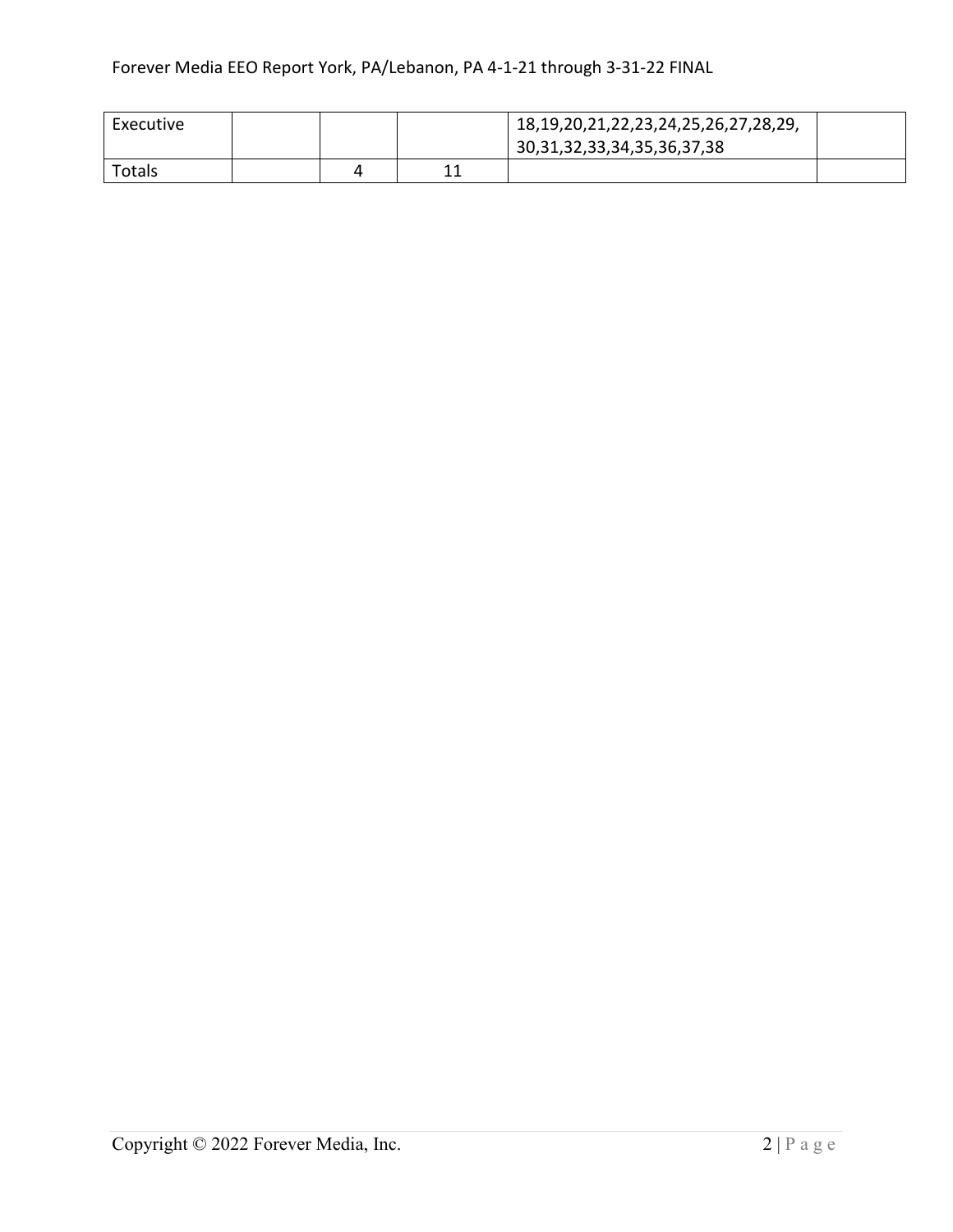| Executive | | | | 18,19,20,21,22,23,24,25,26,27,28,29, 30,31,32,33,34,35,36,37,38 | |
|---|---|---|---|---|---|
| Totals | | 4 | 11 | | |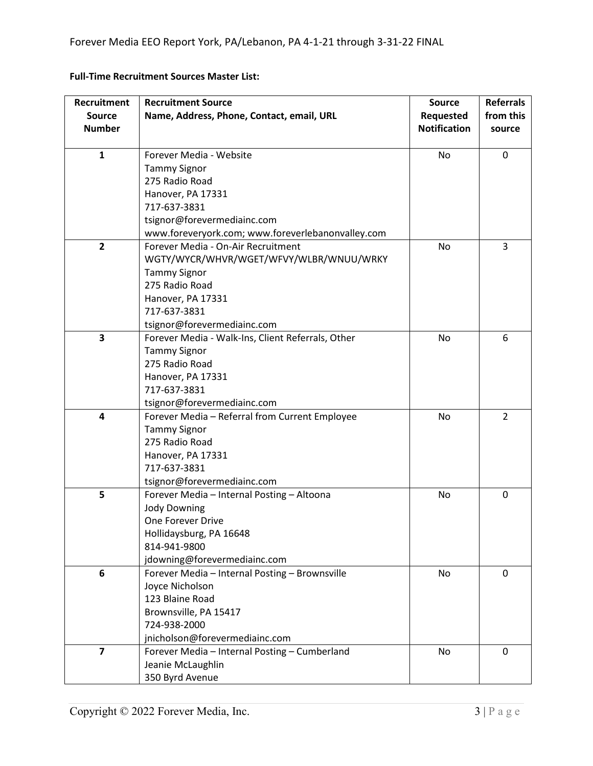**Full-Time Recruitment Sources Master List:**

| Recruitment Source Number | Recruitment Source Name, Address, Phone, Contact, email, URL | Source Requested Notification | Referrals from this source |
|---|---|---|---|
| **1** | Forever Media - Website<br>Tammy Signor<br>275 Radio Road<br>Hanover, PA 17331<br>717-637-3831<br>tsignor@forevermediainc.com<br>www.foreveryork.com; www.foreverlebanonvalley.com | No | 0 |
| **2** | Forever Media - On-Air Recruitment<br>WGTY/WYCR/WHVR/WGET/WFVY/WLBR/WNUU/WRKY<br>Tammy Signor<br>275 Radio Road<br>Hanover, PA 17331<br>717-637-3831<br>tsignor@forevermediainc.com | No | 3 |
| **3** | Forever Media - Walk-Ins, Client Referrals, Other<br>Tammy Signor<br>275 Radio Road<br>Hanover, PA 17331<br>717-637-3831<br>tsignor@forevermediainc.com | No | 6 |
| **4** | Forever Media – Referral from Current Employee<br>Tammy Signor<br>275 Radio Road<br>Hanover, PA 17331<br>717-637-3831<br>tsignor@forevermediainc.com | No | 2 |
| **5** | Forever Media – Internal Posting – Altoona<br>Jody Downing<br>One Forever Drive<br>Hollidaysburg, PA 16648<br>814-941-9800<br>jdowning@forevermediainc.com | No | 0 |
| **6** | Forever Media – Internal Posting – Brownsville<br>Joyce Nicholson<br>123 Blaine Road<br>Brownsville, PA 15417<br>724-938-2000<br>jnicholson@forevermediainc.com | No | 0 |
| **7** | Forever Media – Internal Posting – Cumberland<br>Jeanie McLaughlin<br>350 Byrd Avenue | No | 0 |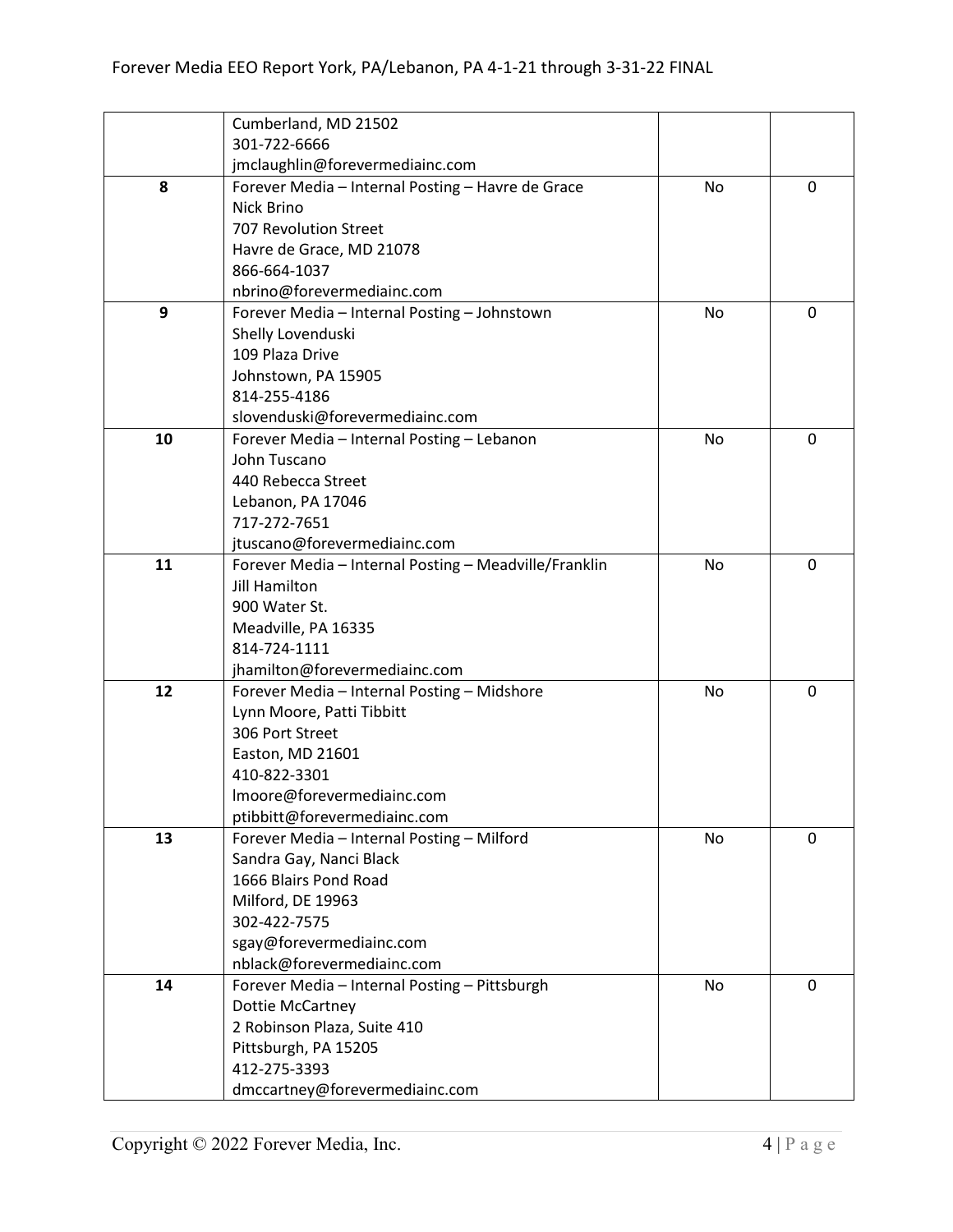| | | | |
|---|---|---|---|
| | Cumberland, MD 21502<br>301-722-6666<br>jmclaughlin@forevermediainc.com | | |
| **8** | Forever Media – Internal Posting – Havre de Grace<br>Nick Brino<br>707 Revolution Street<br>Havre de Grace, MD 21078<br>866-664-1037<br>nbrino@forevermediainc.com | No | 0 |
| **9** | Forever Media – Internal Posting – Johnstown<br>Shelly Lovenduski<br>109 Plaza Drive<br>Johnstown, PA 15905<br>814-255-4186<br>slovenduski@forevermediainc.com | No | 0 |
| **10** | Forever Media – Internal Posting – Lebanon<br>John Tuscano<br>440 Rebecca Street<br>Lebanon, PA 17046<br>717-272-7651<br>jtuscano@forevermediainc.com | No | 0 |
| **11** | Forever Media – Internal Posting – Meadville/Franklin<br>Jill Hamilton<br>900 Water St.<br>Meadville, PA 16335<br>814-724-1111<br>jhamilton@forevermediainc.com | No | 0 |
| **12** | Forever Media – Internal Posting – Midshore<br>Lynn Moore, Patti Tibbitt<br>306 Port Street<br>Easton, MD 21601<br>410-822-3301<br>lmoore@forevermediainc.com<br>ptibbitt@forevermediainc.com | No | 0 |
| **13** | Forever Media – Internal Posting – Milford<br>Sandra Gay, Nanci Black<br>1666 Blairs Pond Road<br>Milford, DE 19963<br>302-422-7575<br>sgay@forevermediainc.com<br>nblack@forevermediainc.com | No | 0 |
| **14** | Forever Media – Internal Posting – Pittsburgh<br>Dottie McCartney<br>2 Robinson Plaza, Suite 410<br>Pittsburgh, PA 15205<br>412-275-3393<br>dmccartney@forevermediainc.com | No | 0 |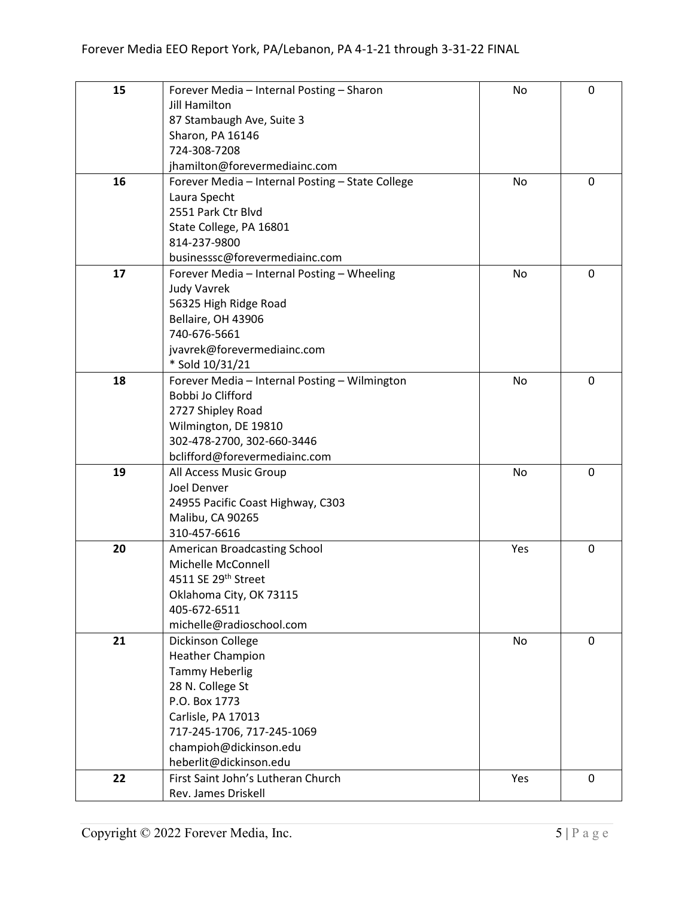| 15 | Forever Media – Internal Posting – Sharon<br>Jill Hamilton<br>87 Stambaugh Ave, Suite 3<br>Sharon, PA 16146<br>724-308-7208<br>jhamilton@forevermediainc.com | No | 0 |
|---|---|---|---|
| 16 | Forever Media – Internal Posting – State College<br>Laura Specht<br>2551 Park Ctr Blvd<br>State College, PA 16801<br>814-237-9800<br>businesssc@forevermediainc.com | No | 0 |
| 17 | Forever Media – Internal Posting – Wheeling<br>Judy Vavrek<br>56325 High Ridge Road<br>Bellaire, OH 43906<br>740-676-5661<br>jvavrek@forevermediainc.com<br>* Sold 10/31/21 | No | 0 |
| 18 | Forever Media – Internal Posting – Wilmington<br>Bobbi Jo Clifford<br>2727 Shipley Road<br>Wilmington, DE 19810<br>302-478-2700, 302-660-3446<br>bclifford@forevermediainc.com | No | 0 |
| 19 | All Access Music Group<br>Joel Denver<br>24955 Pacific Coast Highway, C303<br>Malibu, CA 90265<br>310-457-6616 | No | 0 |
| 20 | American Broadcasting School<br>Michelle McConnell<br>4511 SE 29th Street<br>Oklahoma City, OK 73115<br>405-672-6511<br>michelle@radioschool.com | Yes | 0 |
| 21 | Dickinson College<br>Heather Champion<br>Tammy Heberlig<br>28 N. College St<br>P.O. Box 1773<br>Carlisle, PA 17013<br>717-245-1706, 717-245-1069<br>champioh@dickinson.edu<br>heberlit@dickinson.edu | No | 0 |
| 22 | First Saint John's Lutheran Church<br>Rev. James Driskell | Yes | 0 |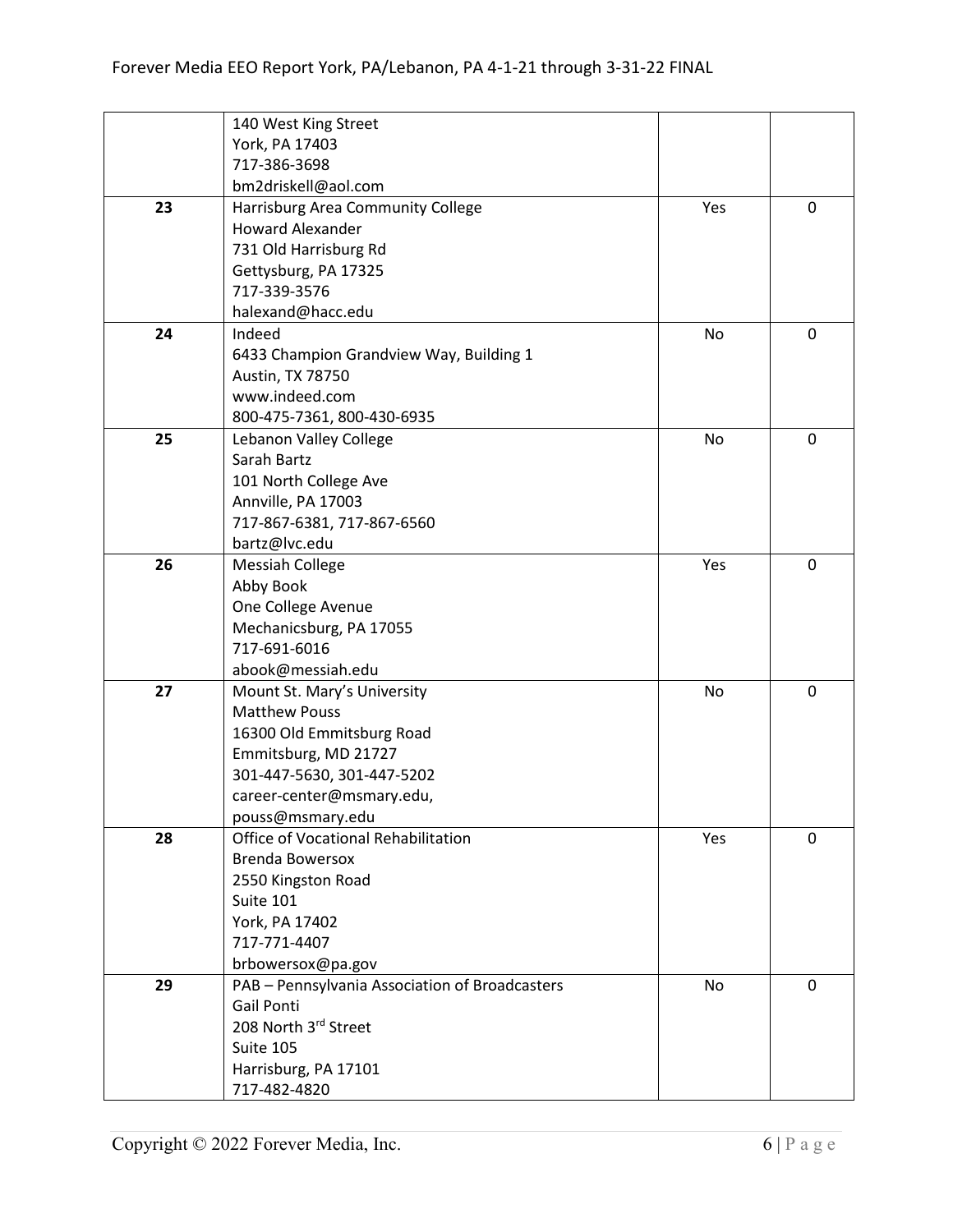| | | | |
|---|---|---|---|
| | 140 West King Street<br>York, PA 17403<br>717-386-3698<br>bm2driskell@aol.com | | |
| **23** | Harrisburg Area Community College<br>Howard Alexander<br>731 Old Harrisburg Rd<br>Gettysburg, PA 17325<br>717-339-3576<br>halexand@hacc.edu | Yes | 0 |
| **24** | Indeed<br>6433 Champion Grandview Way, Building 1<br>Austin, TX 78750<br>www.indeed.com<br>800-475-7361, 800-430-6935 | No | 0 |
| **25** | Lebanon Valley College<br>Sarah Bartz<br>101 North College Ave<br>Annville, PA 17003<br>717-867-6381, 717-867-6560<br>bartz@lvc.edu | No | 0 |
| **26** | Messiah College<br>Abby Book<br>One College Avenue<br>Mechanicsburg, PA 17055<br>717-691-6016<br>abook@messiah.edu | Yes | 0 |
| **27** | Mount St. Mary's University<br>Matthew Pouss<br>16300 Old Emmitsburg Road<br>Emmitsburg, MD 21727<br>301-447-5630, 301-447-5202<br>career-center@msmary.edu,<br>pouss@msmary.edu | No | 0 |
| **28** | Office of Vocational Rehabilitation<br>Brenda Bowersox<br>2550 Kingston Road<br>Suite 101<br>York, PA 17402<br>717-771-4407<br>brbowersox@pa.gov | Yes | 0 |
| **29** | PAB – Pennsylvania Association of Broadcasters<br>Gail Ponti<br>208 North 3rd Street<br>Suite 105<br>Harrisburg, PA 17101<br>717-482-4820 | No | 0 |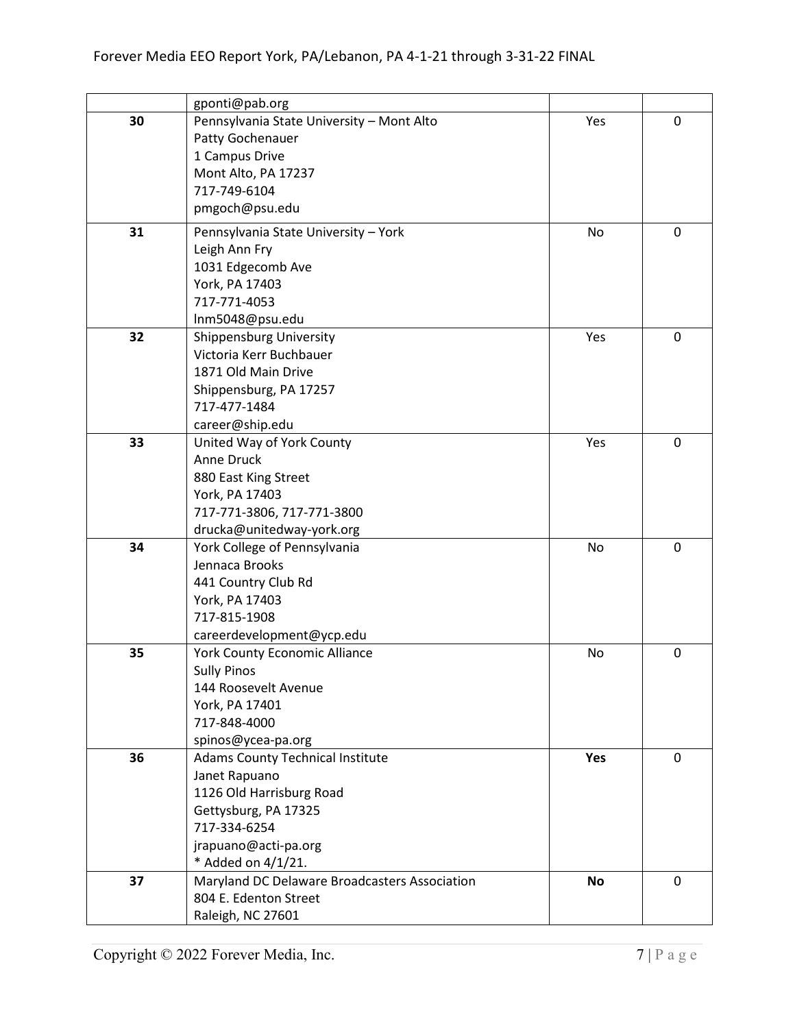| | | | |
|---|---|---|---|
| | gponti@pab.org | | |
| **30** | Pennsylvania State University – Mont Alto<br>Patty Gochenauer<br>1 Campus Drive<br>Mont Alto, PA 17237<br>717-749-6104<br>pmgoch@psu.edu | Yes | 0 |
| **31** | Pennsylvania State University – York<br>Leigh Ann Fry<br>1031 Edgecomb Ave<br>York, PA 17403<br>717-771-4053<br>lnm5048@psu.edu | No | 0 |
| **32** | Shippensburg University<br>Victoria Kerr Buchbauer<br>1871 Old Main Drive<br>Shippensburg, PA 17257<br>717-477-1484<br>career@ship.edu | Yes | 0 |
| **33** | United Way of York County<br>Anne Druck<br>880 East King Street<br>York, PA 17403<br>717-771-3806, 717-771-3800<br>drucka@unitedway-york.org | Yes | 0 |
| **34** | York College of Pennsylvania<br>Jennaca Brooks<br>441 Country Club Rd<br>York, PA 17403<br>717-815-1908<br>careerdevelopment@ycp.edu | No | 0 |
| **35** | York County Economic Alliance<br>Sully Pinos<br>144 Roosevelt Avenue<br>York, PA 17401<br>717-848-4000<br>spinos@ycea-pa.org | No | 0 |
| **36** | Adams County Technical Institute<br>Janet Rapuano<br>1126 Old Harrisburg Road<br>Gettysburg, PA 17325<br>717-334-6254<br>jrapuano@acti-pa.org<br>* Added on 4/1/21. | **Yes** | 0 |
| **37** | Maryland DC Delaware Broadcasters Association<br>804 E. Edenton Street<br>Raleigh, NC 27601 | **No** | 0 |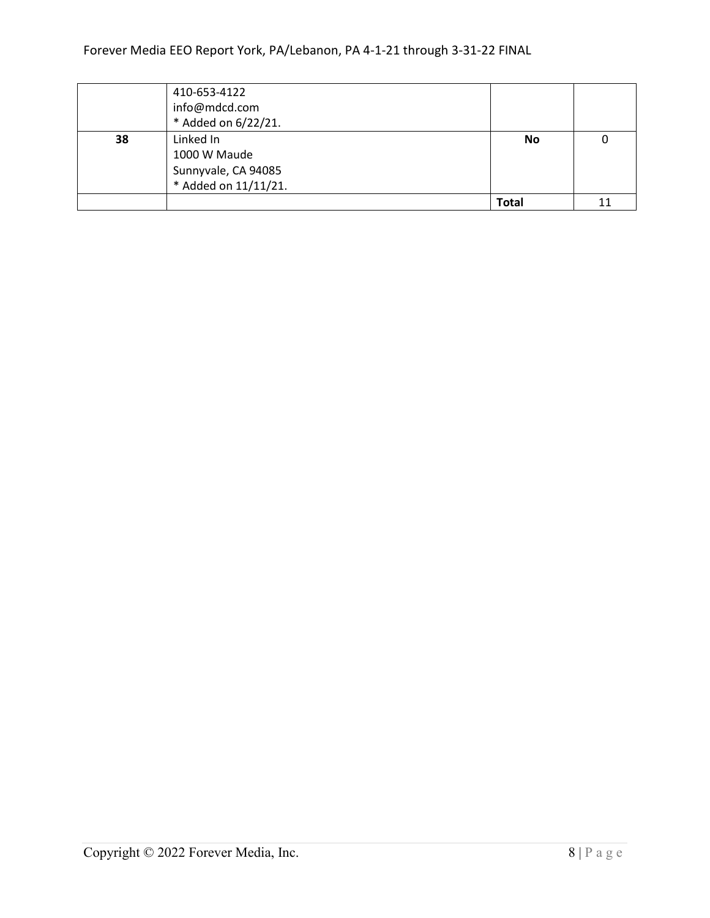| | | | |
|---|---|---|---|
| | 410-653-4122<br>info@mdcd.com<br>* Added on 6/22/21. | | |
| **38** | Linked In<br>1000 W Maude<br>Sunnyvale, CA 94085<br>* Added on 11/11/21. | **No** | 0 |
| | | **Total** | 11 |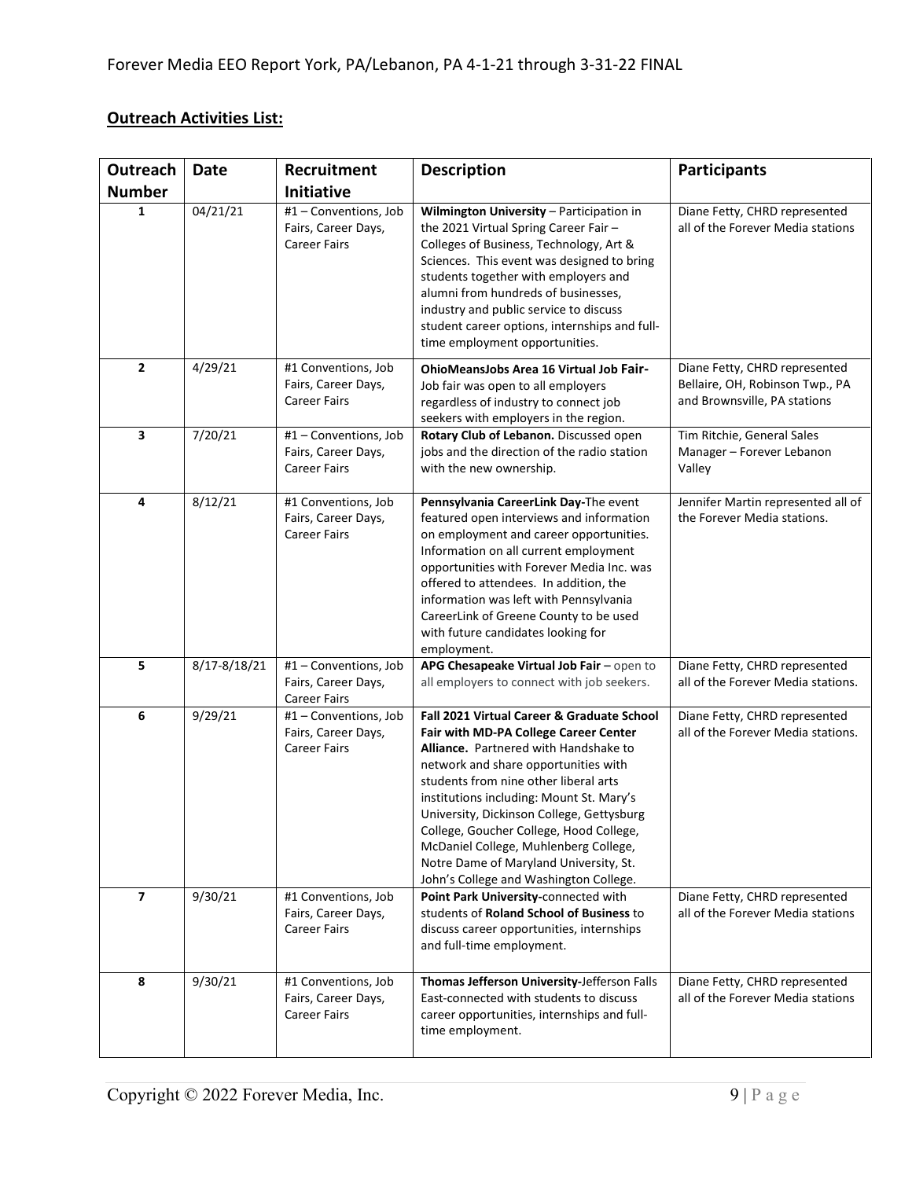## **Outreach Activities List:**

| Outreach Number | Date | Recruitment Initiative | Description | Participants |
|---|---|---|---|---|
| 1 | 04/21/21 | #1 – Conventions, Job Fairs, Career Days, Career Fairs | **Wilmington University** – Participation in the 2021 Virtual Spring Career Fair – Colleges of Business, Technology, Art & Sciences. This event was designed to bring students together with employers and alumni from hundreds of businesses, industry and public service to discuss student career options, internships and full-time employment opportunities. | Diane Fetty, CHRD represented all of the Forever Media stations |
| 2 | 4/29/21 | #1 Conventions, Job Fairs, Career Days, Career Fairs | **OhioMeansJobs Area 16 Virtual Job Fair-** Job fair was open to all employers regardless of industry to connect job seekers with employers in the region. | Diane Fetty, CHRD represented Bellaire, OH, Robinson Twp., PA and Brownsville, PA stations |
| 3 | 7/20/21 | #1 – Conventions, Job Fairs, Career Days, Career Fairs | **Rotary Club of Lebanon.** Discussed open jobs and the direction of the radio station with the new ownership. | Tim Ritchie, General Sales Manager – Forever Lebanon Valley |
| 4 | 8/12/21 | #1 Conventions, Job Fairs, Career Days, Career Fairs | **Pennsylvania CareerLink Day-**The event featured open interviews and information on employment and career opportunities. Information on all current employment opportunities with Forever Media Inc. was offered to attendees. In addition, the information was left with Pennsylvania CareerLink of Greene County to be used with future candidates looking for employment. | Jennifer Martin represented all of the Forever Media stations. |
| 5 | 8/17-8/18/21 | #1 – Conventions, Job Fairs, Career Days, Career Fairs | **APG Chesapeake Virtual Job Fair** – open to all employers to connect with job seekers. | Diane Fetty, CHRD represented all of the Forever Media stations. |
| 6 | 9/29/21 | #1 – Conventions, Job Fairs, Career Days, Career Fairs | **Fall 2021 Virtual Career & Graduate School Fair with MD-PA College Career Center Alliance.** Partnered with Handshake to network and share opportunities with students from nine other liberal arts institutions including: Mount St. Mary's University, Dickinson College, Gettysburg College, Goucher College, Hood College, McDaniel College, Muhlenberg College, Notre Dame of Maryland University, St. John's College and Washington College. | Diane Fetty, CHRD represented all of the Forever Media stations. |
| 7 | 9/30/21 | #1 Conventions, Job Fairs, Career Days, Career Fairs | **Point Park University-**connected with students of **Roland School of Business** to discuss career opportunities, internships and full-time employment. | Diane Fetty, CHRD represented all of the Forever Media stations |
| 8 | 9/30/21 | #1 Conventions, Job Fairs, Career Days, Career Fairs | **Thomas Jefferson University-**Jefferson Falls East-connected with students to discuss career opportunities, internships and full-time employment. | Diane Fetty, CHRD represented all of the Forever Media stations |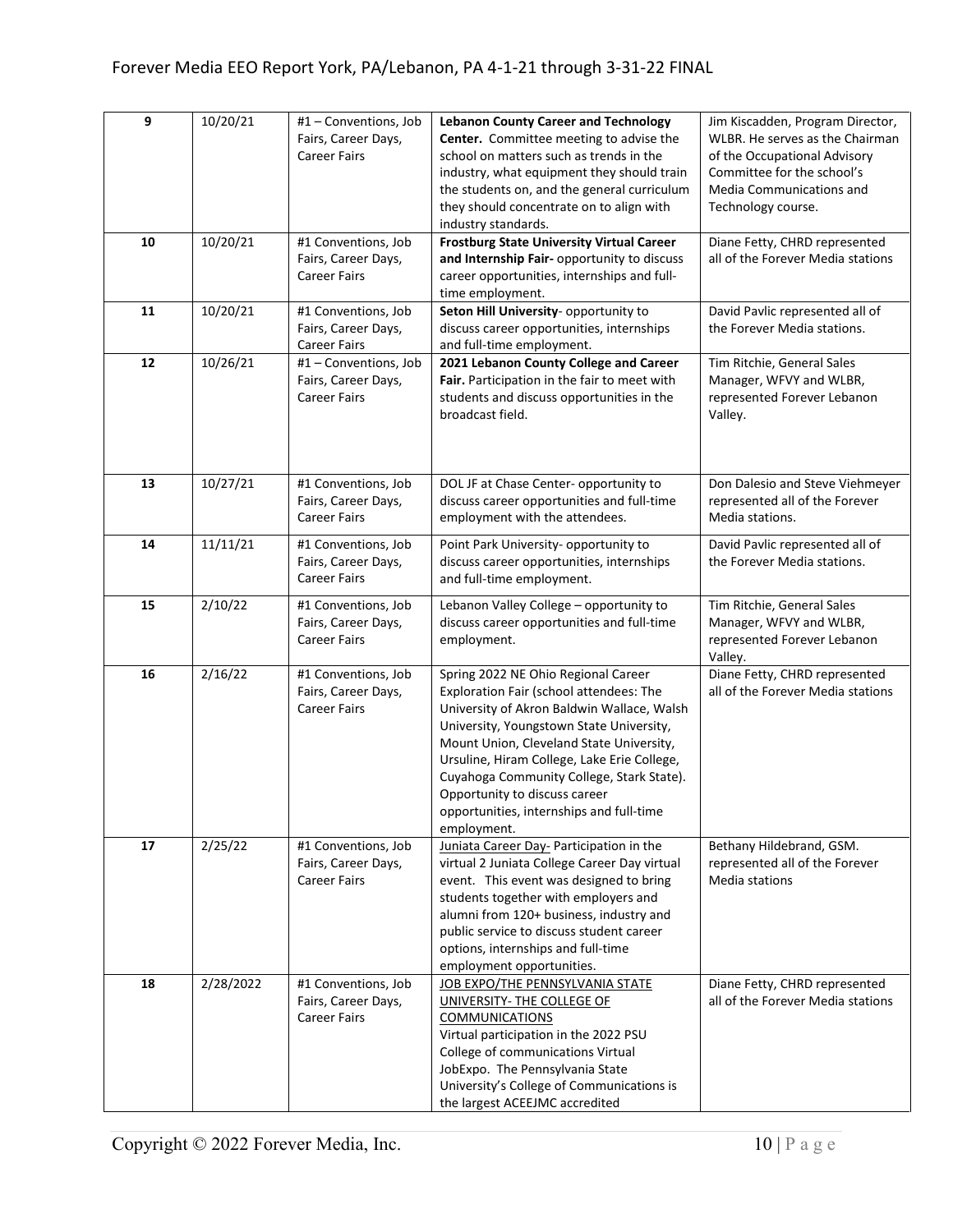| 9 | 10/20/21 | #1 – Conventions, Job Fairs, Career Days, Career Fairs | **Lebanon County Career and Technology Center.** Committee meeting to advise the school on matters such as trends in the industry, what equipment they should train the students on, and the general curriculum they should concentrate on to align with industry standards. | Jim Kiscadden, Program Director, WLBR. He serves as the Chairman of the Occupational Advisory Committee for the school's Media Communications and Technology course. |
|---|---|---|---|---|
| 10 | 10/20/21 | #1 Conventions, Job Fairs, Career Days, Career Fairs | **Frostburg State University Virtual Career and Internship Fair-** opportunity to discuss career opportunities, internships and full-time employment. | Diane Fetty, CHRD represented all of the Forever Media stations |
| 11 | 10/20/21 | #1 Conventions, Job Fairs, Career Days, Career Fairs | **Seton Hill University**- opportunity to discuss career opportunities, internships and full-time employment. | David Pavlic represented all of the Forever Media stations. |
| 12 | 10/26/21 | #1 – Conventions, Job Fairs, Career Days, Career Fairs | **2021 Lebanon County College and Career Fair.** Participation in the fair to meet with students and discuss opportunities in the broadcast field. | Tim Ritchie, General Sales Manager, WFVY and WLBR, represented Forever Lebanon Valley. |
| 13 | 10/27/21 | #1 Conventions, Job Fairs, Career Days, Career Fairs | DOL JF at Chase Center- opportunity to discuss career opportunities and full-time employment with the attendees. | Don Dalesio and Steve Viehmeyer represented all of the Forever Media stations. |
| 14 | 11/11/21 | #1 Conventions, Job Fairs, Career Days, Career Fairs | Point Park University- opportunity to discuss career opportunities, internships and full-time employment. | David Pavlic represented all of the Forever Media stations. |
| 15 | 2/10/22 | #1 Conventions, Job Fairs, Career Days, Career Fairs | Lebanon Valley College – opportunity to discuss career opportunities and full-time employment. | Tim Ritchie, General Sales Manager, WFVY and WLBR, represented Forever Lebanon Valley. |
| 16 | 2/16/22 | #1 Conventions, Job Fairs, Career Days, Career Fairs | Spring 2022 NE Ohio Regional Career Exploration Fair (school attendees: The University of Akron Baldwin Wallace, Walsh University, Youngstown State University, Mount Union, Cleveland State University, Ursuline, Hiram College, Lake Erie College, Cuyahoga Community College, Stark State). Opportunity to discuss career opportunities, internships and full-time employment. | Diane Fetty, CHRD represented all of the Forever Media stations |
| 17 | 2/25/22 | #1 Conventions, Job Fairs, Career Days, Career Fairs | Juniata Career Day- Participation in the virtual 2 Juniata College Career Day virtual event. This event was designed to bring students together with employers and alumni from 120+ business, industry and public service to discuss student career options, internships and full-time employment opportunities. | Bethany Hildebrand, GSM. represented all of the Forever Media stations |
| 18 | 2/28/2022 | #1 Conventions, Job Fairs, Career Days, Career Fairs | JOB EXPO/THE PENNSYLVANIA STATE UNIVERSITY- THE COLLEGE OF COMMUNICATIONS<br>Virtual participation in the 2022 PSU College of communications Virtual JobExpo. The Pennsylvania State University's College of Communications is the largest ACEEJMC accredited | Diane Fetty, CHRD represented all of the Forever Media stations |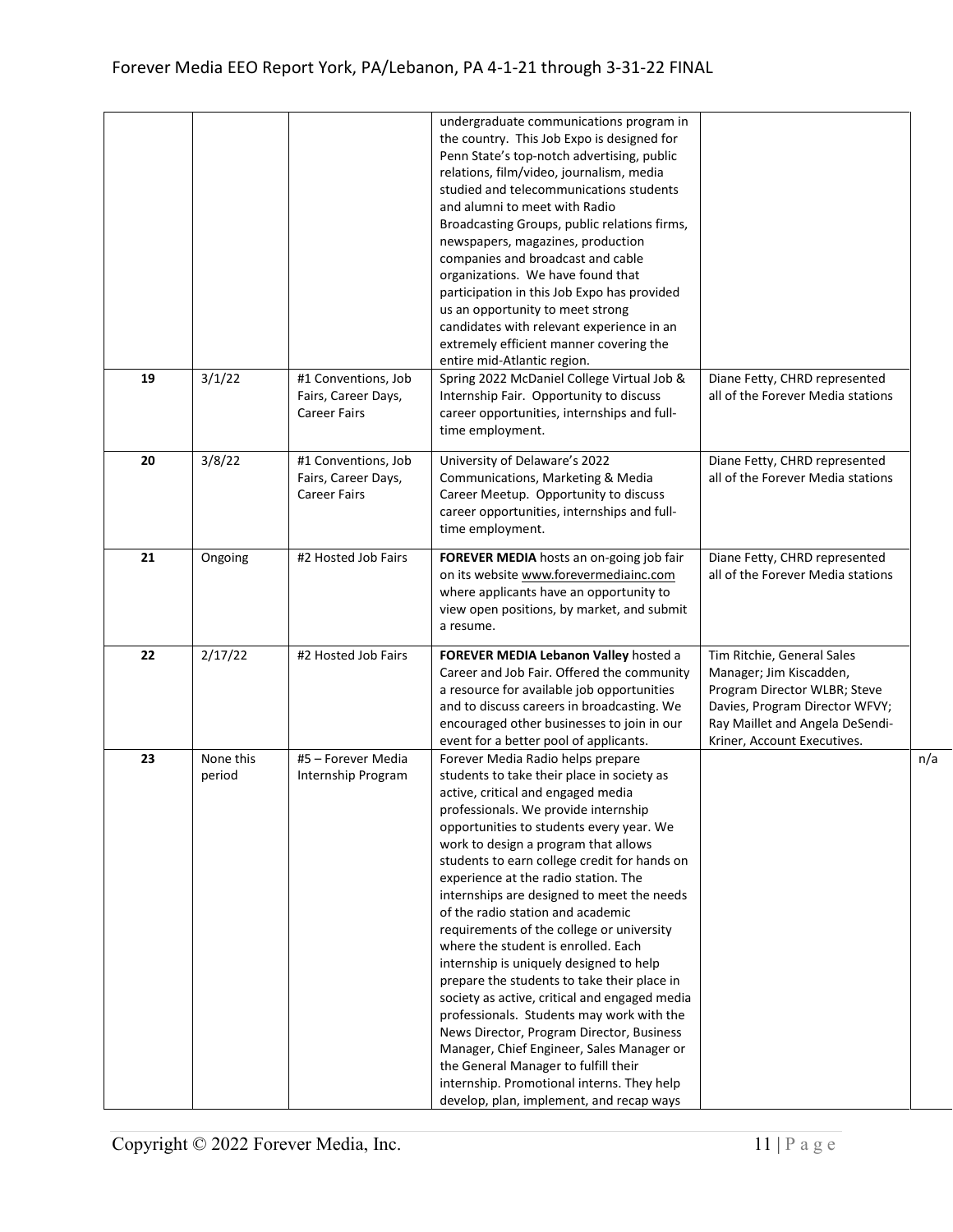| | | | | | |
|---|---|---|---|---|---|
| | | | undergraduate communications program in the country. This Job Expo is designed for Penn State's top-notch advertising, public relations, film/video, journalism, media studied and telecommunications students and alumni to meet with Radio Broadcasting Groups, public relations firms, newspapers, magazines, production companies and broadcast and cable organizations. We have found that participation in this Job Expo has provided us an opportunity to meet strong candidates with relevant experience in an extremely efficient manner covering the entire mid-Atlantic region. | | |
| **19** | 3/1/22 | #1 Conventions, Job Fairs, Career Days, Career Fairs | Spring 2022 McDaniel College Virtual Job & Internship Fair. Opportunity to discuss career opportunities, internships and full-time employment. | Diane Fetty, CHRD represented all of the Forever Media stations | |
| **20** | 3/8/22 | #1 Conventions, Job Fairs, Career Days, Career Fairs | University of Delaware's 2022 Communications, Marketing & Media Career Meetup. Opportunity to discuss career opportunities, internships and full-time employment. | Diane Fetty, CHRD represented all of the Forever Media stations | |
| **21** | Ongoing | #2 Hosted Job Fairs | **FOREVER MEDIA** hosts an on-going job fair on its website www.forevermediainc.com where applicants have an opportunity to view open positions, by market, and submit a resume. | Diane Fetty, CHRD represented all of the Forever Media stations | |
| **22** | 2/17/22 | #2 Hosted Job Fairs | **FOREVER MEDIA Lebanon Valley** hosted a Career and Job Fair. Offered the community a resource for available job opportunities and to discuss careers in broadcasting. We encouraged other businesses to join in our event for a better pool of applicants. | Tim Ritchie, General Sales Manager; Jim Kiscadden, Program Director WLBR; Steve Davies, Program Director WFVY; Ray Maillet and Angela DeSendi-Kriner, Account Executives. | |
| **23** | None this period | #5 – Forever Media Internship Program | Forever Media Radio helps prepare students to take their place in society as active, critical and engaged media professionals. We provide internship opportunities to students every year. We work to design a program that allows students to earn college credit for hands on experience at the radio station. The internships are designed to meet the needs of the radio station and academic requirements of the college or university where the student is enrolled. Each internship is uniquely designed to help prepare the students to take their place in society as active, critical and engaged media professionals. Students may work with the News Director, Program Director, Business Manager, Chief Engineer, Sales Manager or the General Manager to fulfill their internship. Promotional interns. They help develop, plan, implement, and recap ways | | n/a |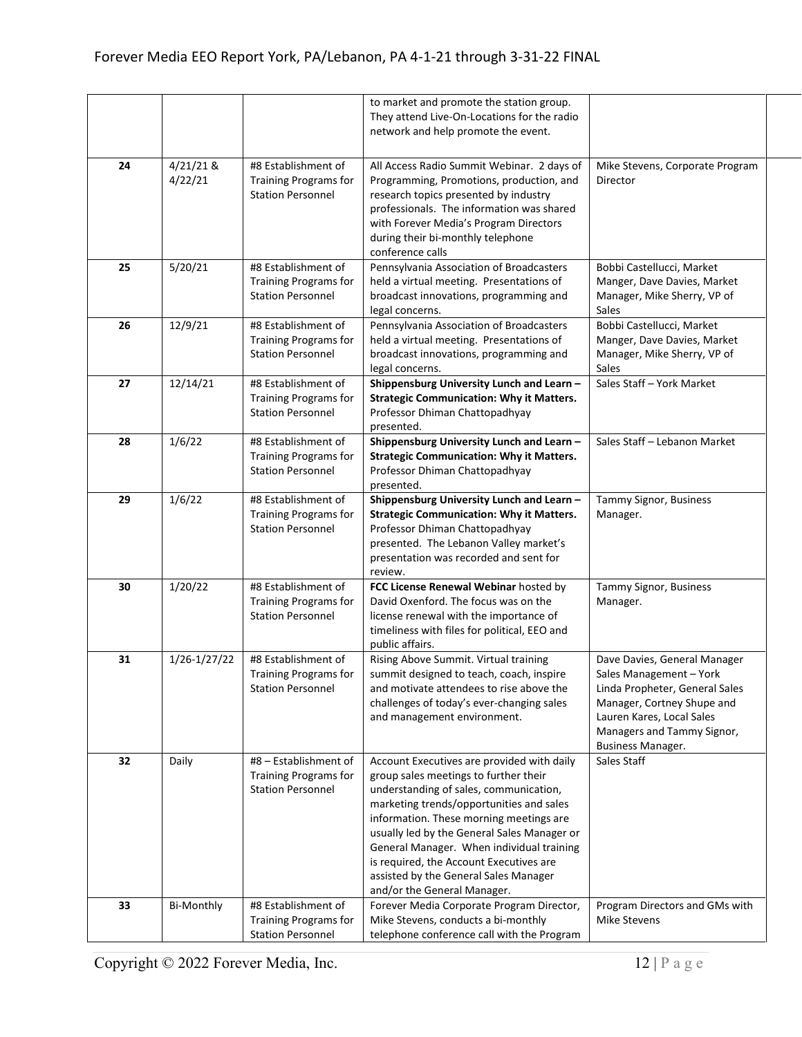| | | | to market and promote the station group. They attend Live-On-Locations for the radio network and help promote the event. | |
|---|---|---|---|---|
| 24 | 4/21/21 & 4/22/21 | #8 Establishment of Training Programs for Station Personnel | All Access Radio Summit Webinar. 2 days of Programming, Promotions, production, and research topics presented by industry professionals. The information was shared with Forever Media's Program Directors during their bi-monthly telephone conference calls | Mike Stevens, Corporate Program Director |
| 25 | 5/20/21 | #8 Establishment of Training Programs for Station Personnel | Pennsylvania Association of Broadcasters held a virtual meeting. Presentations of broadcast innovations, programming and legal concerns. | Bobbi Castellucci, Market Manger, Dave Davies, Market Manager, Mike Sherry, VP of Sales |
| 26 | 12/9/21 | #8 Establishment of Training Programs for Station Personnel | Pennsylvania Association of Broadcasters held a virtual meeting. Presentations of broadcast innovations, programming and legal concerns. | Bobbi Castellucci, Market Manger, Dave Davies, Market Manager, Mike Sherry, VP of Sales |
| 27 | 12/14/21 | #8 Establishment of Training Programs for Station Personnel | **Shippensburg University Lunch and Learn – Strategic Communication: Why it Matters.** Professor Dhiman Chattopadhyay presented. | Sales Staff – York Market |
| 28 | 1/6/22 | #8 Establishment of Training Programs for Station Personnel | **Shippensburg University Lunch and Learn – Strategic Communication: Why it Matters.** Professor Dhiman Chattopadhyay presented. | Sales Staff – Lebanon Market |
| 29 | 1/6/22 | #8 Establishment of Training Programs for Station Personnel | **Shippensburg University Lunch and Learn – Strategic Communication: Why it Matters.** Professor Dhiman Chattopadhyay presented. The Lebanon Valley market's presentation was recorded and sent for review. | Tammy Signor, Business Manager. |
| 30 | 1/20/22 | #8 Establishment of Training Programs for Station Personnel | **FCC License Renewal Webinar** hosted by David Oxenford. The focus was on the license renewal with the importance of timeliness with files for political, EEO and public affairs. | Tammy Signor, Business Manager. |
| 31 | 1/26-1/27/22 | #8 Establishment of Training Programs for Station Personnel | Rising Above Summit. Virtual training summit designed to teach, coach, inspire and motivate attendees to rise above the challenges of today's ever-changing sales and management environment. | Dave Davies, General Manager Sales Management – York Linda Propheter, General Sales Manager, Cortney Shupe and Lauren Kares, Local Sales Managers and Tammy Signor, Business Manager. |
| 32 | Daily | #8 – Establishment of Training Programs for Station Personnel | Account Executives are provided with daily group sales meetings to further their understanding of sales, communication, marketing trends/opportunities and sales information. These morning meetings are usually led by the General Sales Manager or General Manager. When individual training is required, the Account Executives are assisted by the General Sales Manager and/or the General Manager. | Sales Staff |
| 33 | Bi-Monthly | #8 Establishment of Training Programs for Station Personnel | Forever Media Corporate Program Director, Mike Stevens, conducts a bi-monthly telephone conference call with the Program | Program Directors and GMs with Mike Stevens |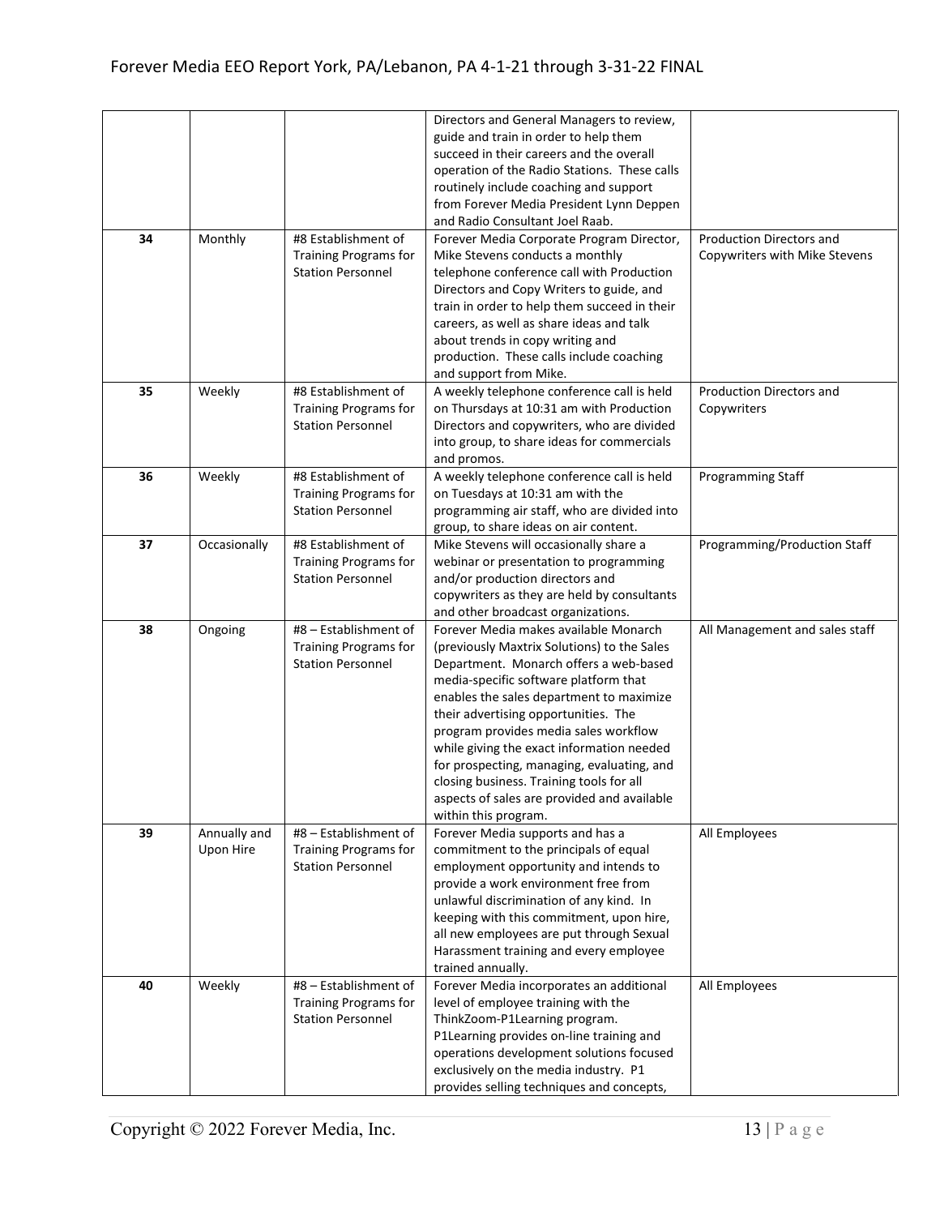| | | | Directors and General Managers to review, guide and train in order to help them succeed in their careers and the overall operation of the Radio Stations. These calls routinely include coaching and support from Forever Media President Lynn Deppen and Radio Consultant Joel Raab. | |
|---|---|---|---|---|
| **34** | Monthly | #8 Establishment of Training Programs for Station Personnel | Forever Media Corporate Program Director, Mike Stevens conducts a monthly telephone conference call with Production Directors and Copy Writers to guide, and train in order to help them succeed in their careers, as well as share ideas and talk about trends in copy writing and production. These calls include coaching and support from Mike. | Production Directors and Copywriters with Mike Stevens |
| **35** | Weekly | #8 Establishment of Training Programs for Station Personnel | A weekly telephone conference call is held on Thursdays at 10:31 am with Production Directors and copywriters, who are divided into group, to share ideas for commercials and promos. | Production Directors and Copywriters |
| **36** | Weekly | #8 Establishment of Training Programs for Station Personnel | A weekly telephone conference call is held on Tuesdays at 10:31 am with the programming air staff, who are divided into group, to share ideas on air content. | Programming Staff |
| **37** | Occasionally | #8 Establishment of Training Programs for Station Personnel | Mike Stevens will occasionally share a webinar or presentation to programming and/or production directors and copywriters as they are held by consultants and other broadcast organizations. | Programming/Production Staff |
| **38** | Ongoing | #8 – Establishment of Training Programs for Station Personnel | Forever Media makes available Monarch (previously Maxtrix Solutions) to the Sales Department. Monarch offers a web-based media-specific software platform that enables the sales department to maximize their advertising opportunities. The program provides media sales workflow while giving the exact information needed for prospecting, managing, evaluating, and closing business. Training tools for all aspects of sales are provided and available within this program. | All Management and sales staff |
| **39** | Annually and Upon Hire | #8 – Establishment of Training Programs for Station Personnel | Forever Media supports and has a commitment to the principals of equal employment opportunity and intends to provide a work environment free from unlawful discrimination of any kind. In keeping with this commitment, upon hire, all new employees are put through Sexual Harassment training and every employee trained annually. | All Employees |
| **40** | Weekly | #8 – Establishment of Training Programs for Station Personnel | Forever Media incorporates an additional level of employee training with the ThinkZoom-P1Learning program. P1Learning provides on-line training and operations development solutions focused exclusively on the media industry. P1 provides selling techniques and concepts, | All Employees |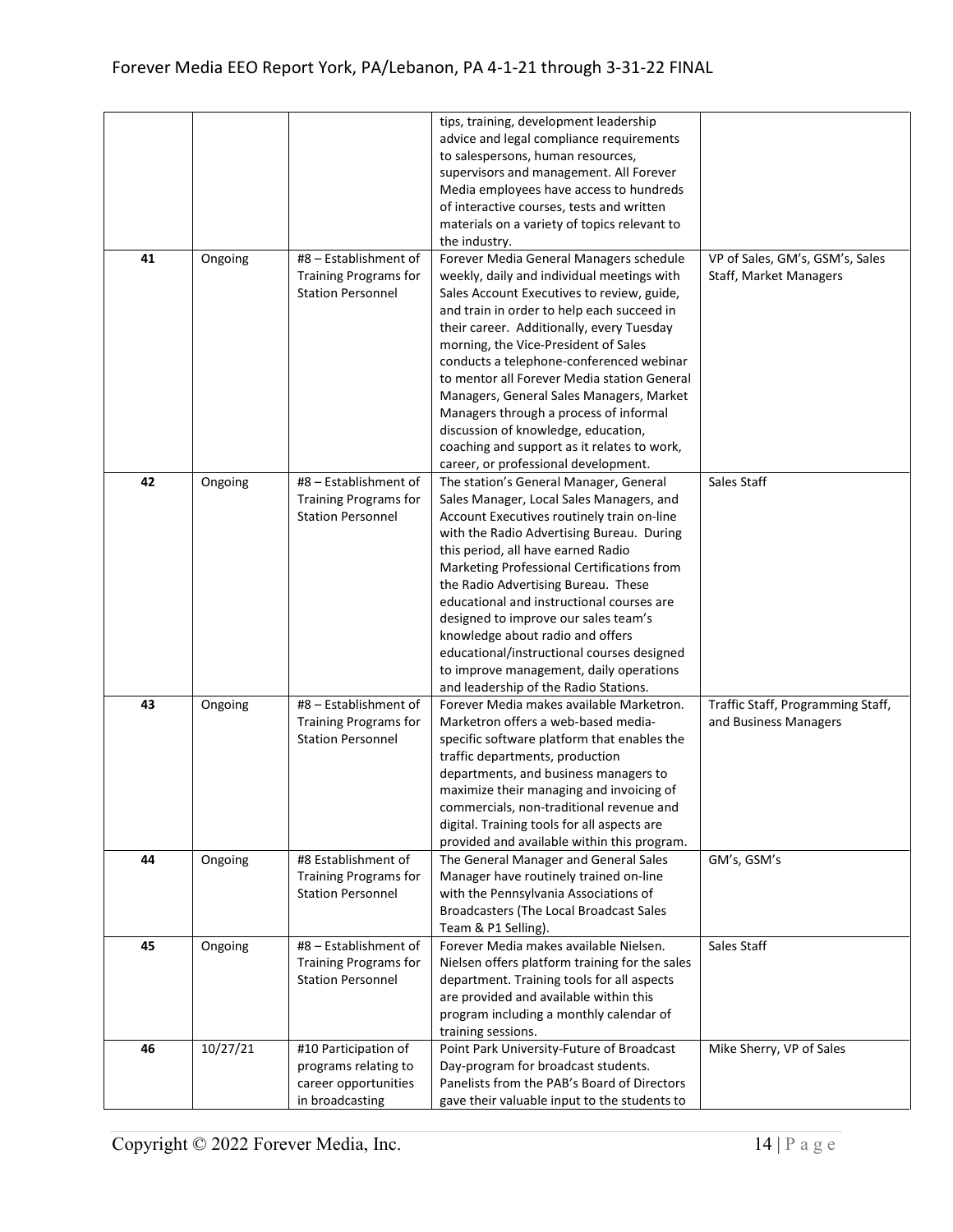| | | | tips, training, development leadership advice and legal compliance requirements to salespersons, human resources, supervisors and management. All Forever Media employees have access to hundreds of interactive courses, tests and written materials on a variety of topics relevant to the industry. | |
|---|---|---|---|---|
| **41** | Ongoing | #8 – Establishment of Training Programs for Station Personnel | Forever Media General Managers schedule weekly, daily and individual meetings with Sales Account Executives to review, guide, and train in order to help each succeed in their career. Additionally, every Tuesday morning, the Vice-President of Sales conducts a telephone-conferenced webinar to mentor all Forever Media station General Managers, General Sales Managers, Market Managers through a process of informal discussion of knowledge, education, coaching and support as it relates to work, career, or professional development. | VP of Sales, GM's, GSM's, Sales Staff, Market Managers |
| **42** | Ongoing | #8 – Establishment of Training Programs for Station Personnel | The station's General Manager, General Sales Manager, Local Sales Managers, and Account Executives routinely train on-line with the Radio Advertising Bureau. During this period, all have earned Radio Marketing Professional Certifications from the Radio Advertising Bureau. These educational and instructional courses are designed to improve our sales team's knowledge about radio and offers educational/instructional courses designed to improve management, daily operations and leadership of the Radio Stations. | Sales Staff |
| **43** | Ongoing | #8 – Establishment of Training Programs for Station Personnel | Forever Media makes available Marketron. Marketron offers a web-based media-specific software platform that enables the traffic departments, production departments, and business managers to maximize their managing and invoicing of commercials, non-traditional revenue and digital. Training tools for all aspects are provided and available within this program. | Traffic Staff, Programming Staff, and Business Managers |
| **44** | Ongoing | #8 Establishment of Training Programs for Station Personnel | The General Manager and General Sales Manager have routinely trained on-line with the Pennsylvania Associations of Broadcasters (The Local Broadcast Sales Team & P1 Selling). | GM's, GSM's |
| **45** | Ongoing | #8 – Establishment of Training Programs for Station Personnel | Forever Media makes available Nielsen. Nielsen offers platform training for the sales department. Training tools for all aspects are provided and available within this program including a monthly calendar of training sessions. | Sales Staff |
| **46** | 10/27/21 | #10 Participation of programs relating to career opportunities in broadcasting | Point Park University-Future of Broadcast Day-program for broadcast students. Panelists from the PAB's Board of Directors gave their valuable input to the students to | Mike Sherry, VP of Sales |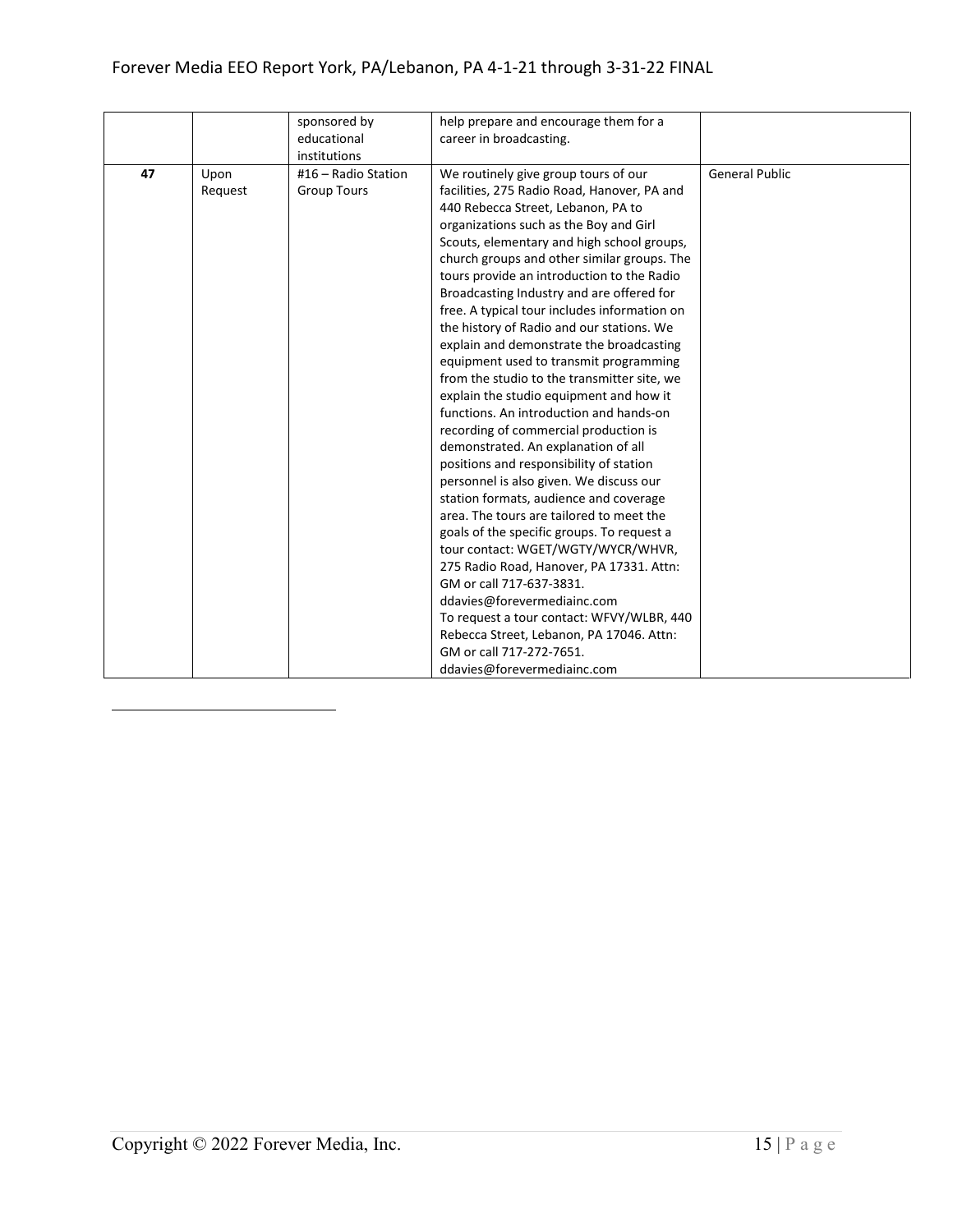| | | | | |
|---|---|---|---|---|
| | | sponsored by educational institutions | help prepare and encourage them for a career in broadcasting. | |
| **47** | Upon Request | #16 – Radio Station Group Tours | We routinely give group tours of our facilities, 275 Radio Road, Hanover, PA and 440 Rebecca Street, Lebanon, PA to organizations such as the Boy and Girl Scouts, elementary and high school groups, church groups and other similar groups. The tours provide an introduction to the Radio Broadcasting Industry and are offered for free. A typical tour includes information on the history of Radio and our stations. We explain and demonstrate the broadcasting equipment used to transmit programming from the studio to the transmitter site, we explain the studio equipment and how it functions. An introduction and hands-on recording of commercial production is demonstrated. An explanation of all positions and responsibility of station personnel is also given. We discuss our station formats, audience and coverage area. The tours are tailored to meet the goals of the specific groups. To request a tour contact: WGET/WGTY/WYCR/WHVR, 275 Radio Road, Hanover, PA 17331. Attn: GM or call 717-637-3831. ddavies@forevermediainc.com To request a tour contact: WFVY/WLBR, 440 Rebecca Street, Lebanon, PA 17046. Attn: GM or call 717-272-7651. ddavies@forevermediainc.com | General Public |